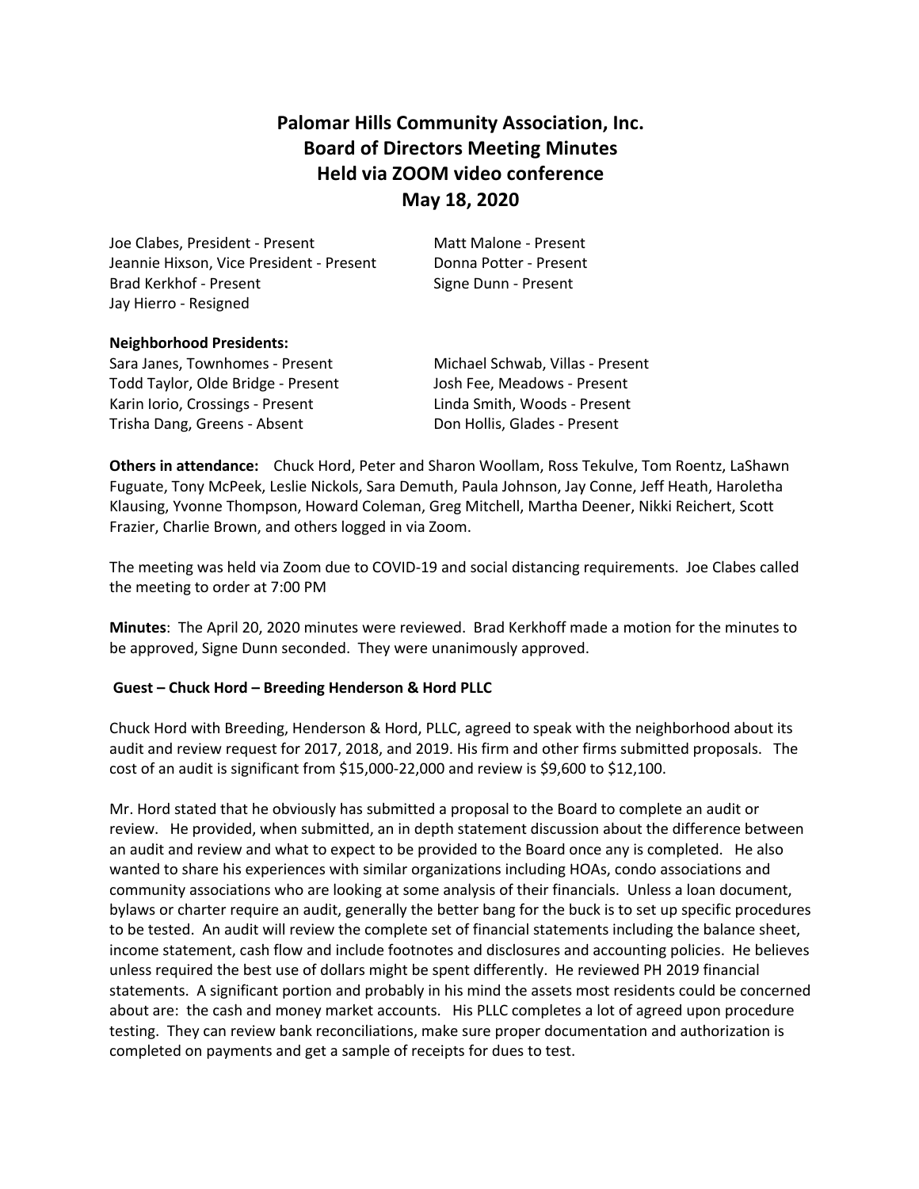# Palomar Hills Community Association, Inc.
# Board of Directors Meeting Minutes
# Held via ZOOM video conference
# May 18, 2020

Joe Clabes, President - Present
Jeannie Hixson, Vice President - Present
Brad Kerkhof - Present
Jay Hierro - Resigned
Matt Malone - Present
Donna Potter - Present
Signe Dunn - Present

**Neighborhood Presidents:**

Sara Janes, Townhomes - Present
Todd Taylor, Olde Bridge - Present
Karin Iorio, Crossings - Present
Trisha Dang, Greens - Absent
Michael Schwab, Villas - Present
Josh Fee, Meadows - Present
Linda Smith, Woods - Present
Don Hollis, Glades - Present

**Others in attendance:** Chuck Hord, Peter and Sharon Woollam, Ross Tekulve, Tom Roentz, LaShawn Fuguate, Tony McPeek, Leslie Nickols, Sara Demuth, Paula Johnson, Jay Conne, Jeff Heath, Haroletha Klausing, Yvonne Thompson, Howard Coleman, Greg Mitchell, Martha Deener, Nikki Reichert, Scott Frazier, Charlie Brown, and others logged in via Zoom.

The meeting was held via Zoom due to COVID-19 and social distancing requirements. Joe Clabes called the meeting to order at 7:00 PM

**Minutes**: The April 20, 2020 minutes were reviewed. Brad Kerkhoff made a motion for the minutes to be approved, Signe Dunn seconded. They were unanimously approved.

**Guest – Chuck Hord – Breeding Henderson & Hord PLLC**

Chuck Hord with Breeding, Henderson & Hord, PLLC, agreed to speak with the neighborhood about its audit and review request for 2017, 2018, and 2019. His firm and other firms submitted proposals. The cost of an audit is significant from $15,000-22,000 and review is $9,600 to $12,100.

Mr. Hord stated that he obviously has submitted a proposal to the Board to complete an audit or review. He provided, when submitted, an in depth statement discussion about the difference between an audit and review and what to expect to be provided to the Board once any is completed. He also wanted to share his experiences with similar organizations including HOAs, condo associations and community associations who are looking at some analysis of their financials. Unless a loan document, bylaws or charter require an audit, generally the better bang for the buck is to set up specific procedures to be tested. An audit will review the complete set of financial statements including the balance sheet, income statement, cash flow and include footnotes and disclosures and accounting policies. He believes unless required the best use of dollars might be spent differently. He reviewed PH 2019 financial statements. A significant portion and probably in his mind the assets most residents could be concerned about are: the cash and money market accounts. His PLLC completes a lot of agreed upon procedure testing. They can review bank reconciliations, make sure proper documentation and authorization is completed on payments and get a sample of receipts for dues to test.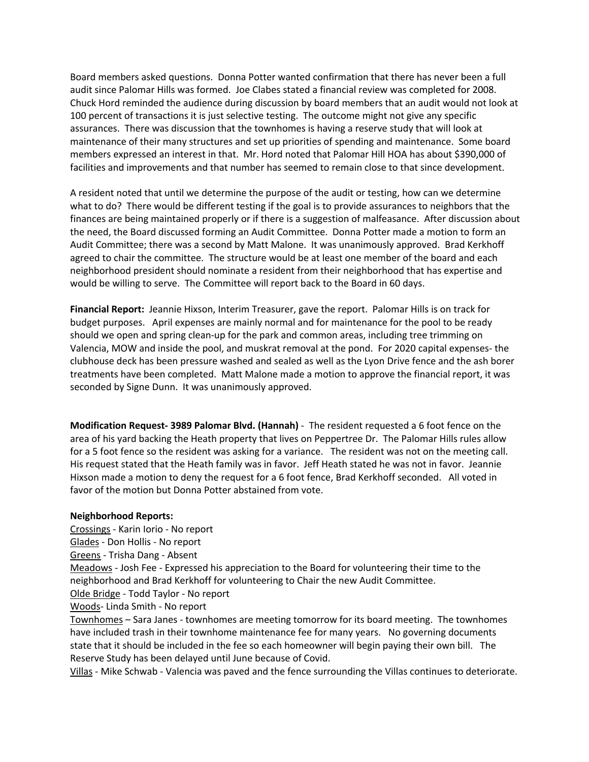Board members asked questions. Donna Potter wanted confirmation that there has never been a full audit since Palomar Hills was formed. Joe Clabes stated a financial review was completed for 2008. Chuck Hord reminded the audience during discussion by board members that an audit would not look at 100 percent of transactions it is just selective testing. The outcome might not give any specific assurances. There was discussion that the townhomes is having a reserve study that will look at maintenance of their many structures and set up priorities of spending and maintenance. Some board members expressed an interest in that. Mr. Hord noted that Palomar Hill HOA has about $390,000 of facilities and improvements and that number has seemed to remain close to that since development.

A resident noted that until we determine the purpose of the audit or testing, how can we determine what to do? There would be different testing if the goal is to provide assurances to neighbors that the finances are being maintained properly or if there is a suggestion of malfeasance. After discussion about the need, the Board discussed forming an Audit Committee. Donna Potter made a motion to form an Audit Committee; there was a second by Matt Malone. It was unanimously approved. Brad Kerkhoff agreed to chair the committee. The structure would be at least one member of the board and each neighborhood president should nominate a resident from their neighborhood that has expertise and would be willing to serve. The Committee will report back to the Board in 60 days.

**Financial Report:** Jeannie Hixson, Interim Treasurer, gave the report. Palomar Hills is on track for budget purposes. April expenses are mainly normal and for maintenance for the pool to be ready should we open and spring clean-up for the park and common areas, including tree trimming on Valencia, MOW and inside the pool, and muskrat removal at the pond. For 2020 capital expenses- the clubhouse deck has been pressure washed and sealed as well as the Lyon Drive fence and the ash borer treatments have been completed. Matt Malone made a motion to approve the financial report, it was seconded by Signe Dunn. It was unanimously approved.

**Modification Request- 3989 Palomar Blvd. (Hannah)** - The resident requested a 6 foot fence on the area of his yard backing the Heath property that lives on Peppertree Dr. The Palomar Hills rules allow for a 5 foot fence so the resident was asking for a variance. The resident was not on the meeting call. His request stated that the Heath family was in favor. Jeff Heath stated he was not in favor. Jeannie Hixson made a motion to deny the request for a 6 foot fence, Brad Kerkhoff seconded. All voted in favor of the motion but Donna Potter abstained from vote.

**Neighborhood Reports:**

<u>Crossings</u> - Karin Iorio - No report
<u>Glades</u> - Don Hollis - No report
<u>Greens</u> - Trisha Dang - Absent
<u>Meadows</u> - Josh Fee - Expressed his appreciation to the Board for volunteering their time to the neighborhood and Brad Kerkhoff for volunteering to Chair the new Audit Committee.
<u>Olde Bridge</u> - Todd Taylor - No report
<u>Woods</u>- Linda Smith - No report
<u>Townhomes</u> – Sara Janes - townhomes are meeting tomorrow for its board meeting. The townhomes have included trash in their townhome maintenance fee for many years. No governing documents state that it should be included in the fee so each homeowner will begin paying their own bill. The Reserve Study has been delayed until June because of Covid.
<u>Villas</u> - Mike Schwab - Valencia was paved and the fence surrounding the Villas continues to deteriorate.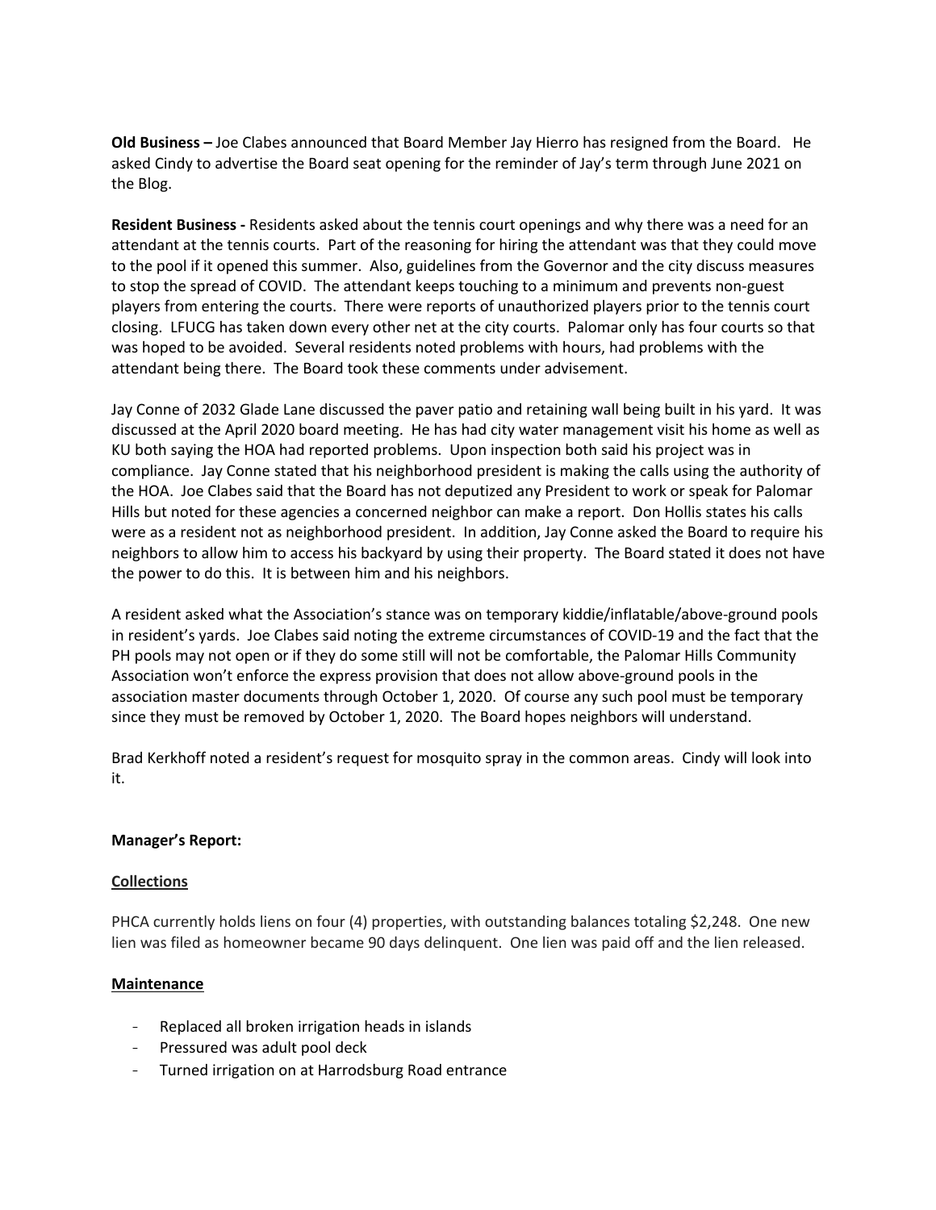**Old Business –** Joe Clabes announced that Board Member Jay Hierro has resigned from the Board. He asked Cindy to advertise the Board seat opening for the reminder of Jay's term through June 2021 on the Blog.

**Resident Business -** Residents asked about the tennis court openings and why there was a need for an attendant at the tennis courts. Part of the reasoning for hiring the attendant was that they could move to the pool if it opened this summer. Also, guidelines from the Governor and the city discuss measures to stop the spread of COVID. The attendant keeps touching to a minimum and prevents non-guest players from entering the courts. There were reports of unauthorized players prior to the tennis court closing. LFUCG has taken down every other net at the city courts. Palomar only has four courts so that was hoped to be avoided. Several residents noted problems with hours, had problems with the attendant being there. The Board took these comments under advisement.

Jay Conne of 2032 Glade Lane discussed the paver patio and retaining wall being built in his yard. It was discussed at the April 2020 board meeting. He has had city water management visit his home as well as KU both saying the HOA had reported problems. Upon inspection both said his project was in compliance. Jay Conne stated that his neighborhood president is making the calls using the authority of the HOA. Joe Clabes said that the Board has not deputized any President to work or speak for Palomar Hills but noted for these agencies a concerned neighbor can make a report. Don Hollis states his calls were as a resident not as neighborhood president. In addition, Jay Conne asked the Board to require his neighbors to allow him to access his backyard by using their property. The Board stated it does not have the power to do this. It is between him and his neighbors.

A resident asked what the Association's stance was on temporary kiddie/inflatable/above-ground pools in resident's yards. Joe Clabes said noting the extreme circumstances of COVID-19 and the fact that the PH pools may not open or if they do some still will not be comfortable, the Palomar Hills Community Association won't enforce the express provision that does not allow above-ground pools in the association master documents through October 1, 2020. Of course any such pool must be temporary since they must be removed by October 1, 2020. The Board hopes neighbors will understand.

Brad Kerkhoff noted a resident's request for mosquito spray in the common areas. Cindy will look into it.

**Manager's Report:**

**Collections**

PHCA currently holds liens on four (4) properties, with outstanding balances totaling $2,248. One new lien was filed as homeowner became 90 days delinquent. One lien was paid off and the lien released.

**Maintenance**

- Replaced all broken irrigation heads in islands
- Pressured was adult pool deck
- Turned irrigation on at Harrodsburg Road entrance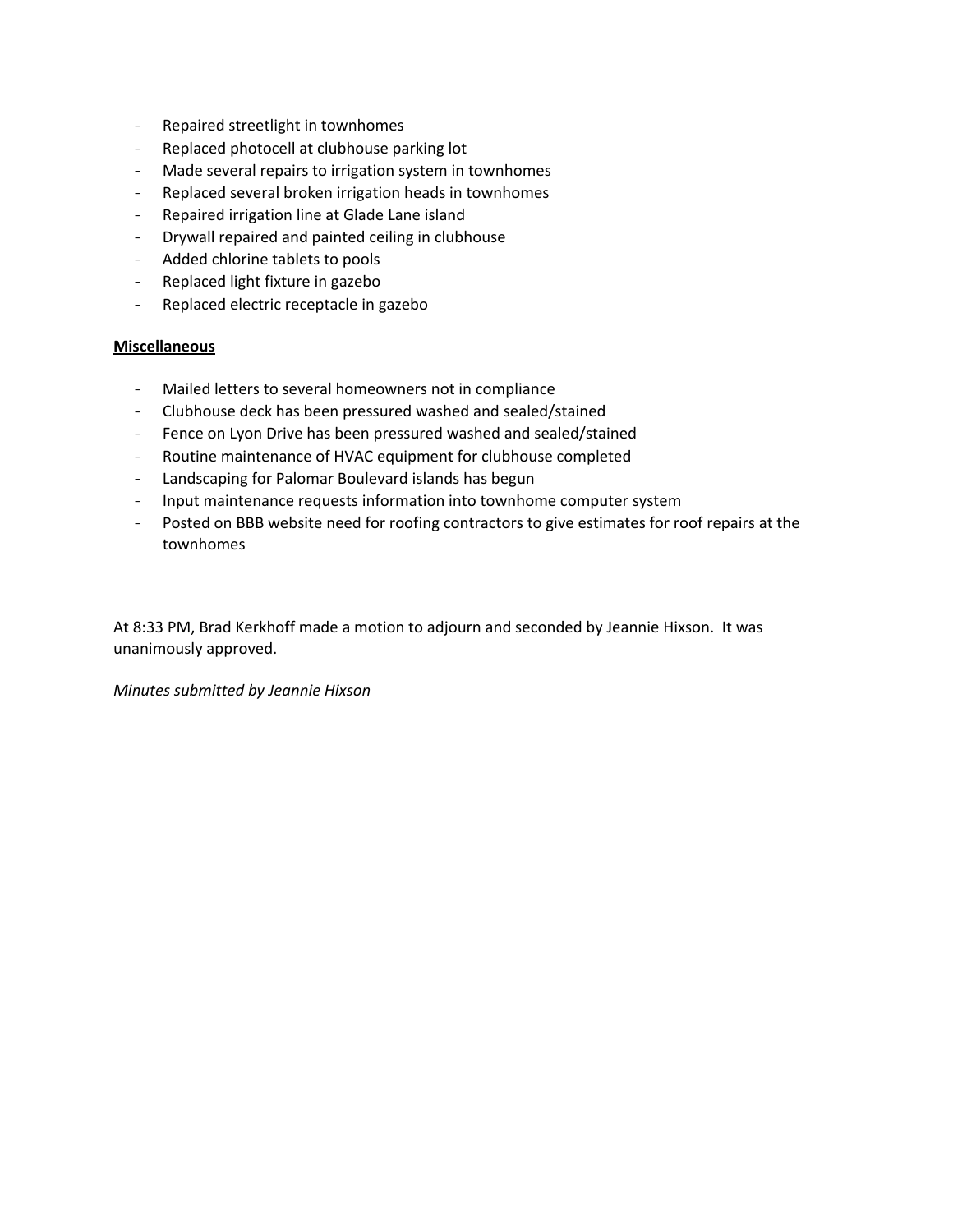- Repaired streetlight in townhomes
- Replaced photocell at clubhouse parking lot
- Made several repairs to irrigation system in townhomes
- Replaced several broken irrigation heads in townhomes
- Repaired irrigation line at Glade Lane island
- Drywall repaired and painted ceiling in clubhouse
- Added chlorine tablets to pools
- Replaced light fixture in gazebo
- Replaced electric receptacle in gazebo

**Miscellaneous**

- Mailed letters to several homeowners not in compliance
- Clubhouse deck has been pressured washed and sealed/stained
- Fence on Lyon Drive has been pressured washed and sealed/stained
- Routine maintenance of HVAC equipment for clubhouse completed
- Landscaping for Palomar Boulevard islands has begun
- Input maintenance requests information into townhome computer system
- Posted on BBB website need for roofing contractors to give estimates for roof repairs at the townhomes

At 8:33 PM, Brad Kerkhoff made a motion to adjourn and seconded by Jeannie Hixson. It was unanimously approved.

*Minutes submitted by Jeannie Hixson*